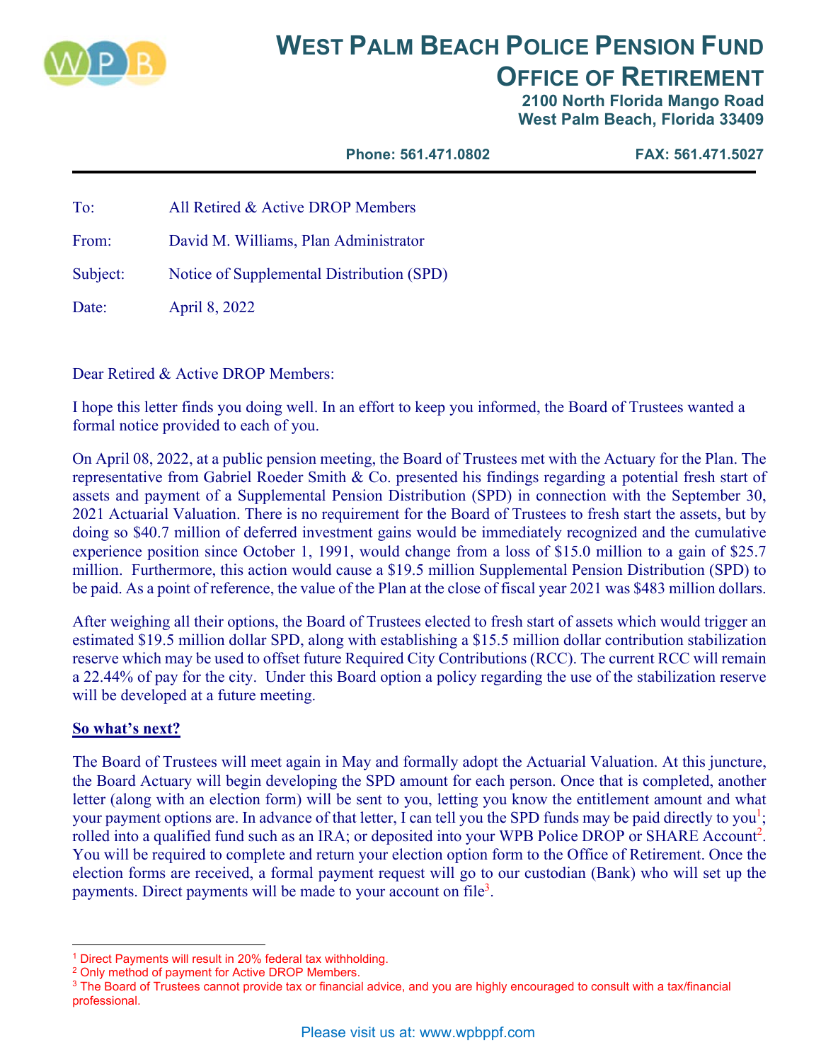# WEST PALM BEACH POLICE PENSION FUND
## OFFICE OF RETIREMENT

**2100 North Florida Mango Road**
**West Palm Beach, Florida 33409**

**Phone: 561.471.0802** **FAX: 561.471.5027**

---

To: All Retired & Active DROP Members

From: David M. Williams, Plan Administrator

Subject: Notice of Supplemental Distribution (SPD)

Date: April 8, 2022

Dear Retired & Active DROP Members:

I hope this letter finds you doing well. In an effort to keep you informed, the Board of Trustees wanted a formal notice provided to each of you.

On April 08, 2022, at a public pension meeting, the Board of Trustees met with the Actuary for the Plan. The representative from Gabriel Roeder Smith & Co. presented his findings regarding a potential fresh start of assets and payment of a Supplemental Pension Distribution (SPD) in connection with the September 30, 2021 Actuarial Valuation. There is no requirement for the Board of Trustees to fresh start the assets, but by doing so $40.7 million of deferred investment gains would be immediately recognized and the cumulative experience position since October 1, 1991, would change from a loss of $15.0 million to a gain of $25.7 million. Furthermore, this action would cause a $19.5 million Supplemental Pension Distribution (SPD) to be paid. As a point of reference, the value of the Plan at the close of fiscal year 2021 was $483 million dollars.

After weighing all their options, the Board of Trustees elected to fresh start of assets which would trigger an estimated $19.5 million dollar SPD, along with establishing a $15.5 million dollar contribution stabilization reserve which may be used to offset future Required City Contributions (RCC). The current RCC will remain a 22.44% of pay for the city. Under this Board option a policy regarding the use of the stabilization reserve will be developed at a future meeting.

**<u>So what's next?</u>**

The Board of Trustees will meet again in May and formally adopt the Actuarial Valuation. At this juncture, the Board Actuary will begin developing the SPD amount for each person. Once that is completed, another letter (along with an election form) will be sent to you, letting you know the entitlement amount and what your payment options are. In advance of that letter, I can tell you the SPD funds may be paid directly to you[1]; rolled into a qualified fund such as an IRA; or deposited into your WPB Police DROP or SHARE Account[2]. You will be required to complete and return your election option form to the Office of Retirement. Once the election forms are received, a formal payment request will go to our custodian (Bank) who will set up the payments. Direct payments will be made to your account on file[3].

---

[1] Direct Payments will result in 20% federal tax withholding.
[2] Only method of payment for Active DROP Members.
[3] The Board of Trustees cannot provide tax or financial advice, and you are highly encouraged to consult with a tax/financial professional.

Please visit us at: www.wpbppf.com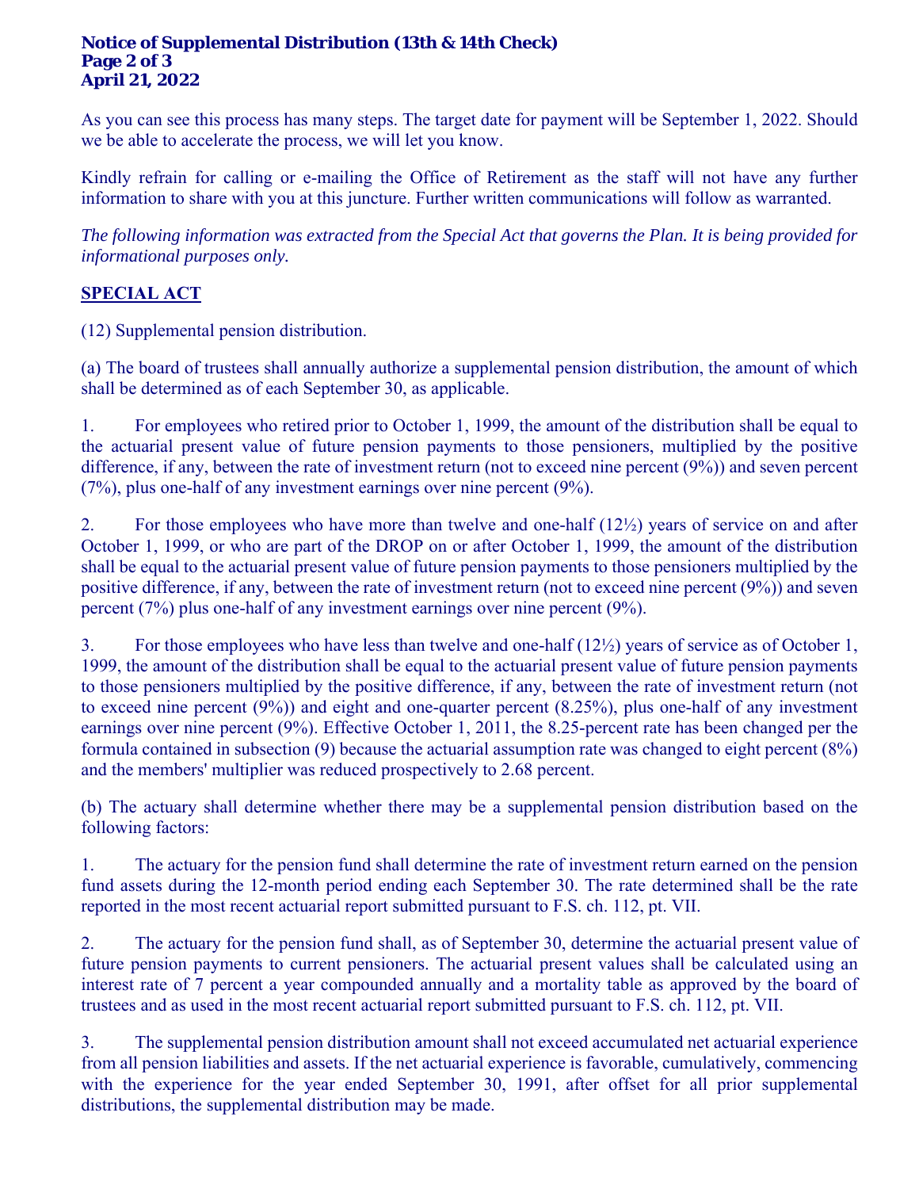As you can see this process has many steps. The target date for payment will be September 1, 2022. Should we be able to accelerate the process, we will let you know.

Kindly refrain for calling or e-mailing the Office of Retirement as the staff will not have any further information to share with you at this juncture. Further written communications will follow as warranted.

*The following information was extracted from the Special Act that governs the Plan. It is being provided for informational purposes only.*

## SPECIAL ACT

(12) Supplemental pension distribution.

(a) The board of trustees shall annually authorize a supplemental pension distribution, the amount of which shall be determined as of each September 30, as applicable.

1. For employees who retired prior to October 1, 1999, the amount of the distribution shall be equal to the actuarial present value of future pension payments to those pensioners, multiplied by the positive difference, if any, between the rate of investment return (not to exceed nine percent (9%)) and seven percent (7%), plus one-half of any investment earnings over nine percent (9%).

2. For those employees who have more than twelve and one-half (12½) years of service on and after October 1, 1999, or who are part of the DROP on or after October 1, 1999, the amount of the distribution shall be equal to the actuarial present value of future pension payments to those pensioners multiplied by the positive difference, if any, between the rate of investment return (not to exceed nine percent (9%)) and seven percent (7%) plus one-half of any investment earnings over nine percent (9%).

3. For those employees who have less than twelve and one-half (12½) years of service as of October 1, 1999, the amount of the distribution shall be equal to the actuarial present value of future pension payments to those pensioners multiplied by the positive difference, if any, between the rate of investment return (not to exceed nine percent (9%)) and eight and one-quarter percent (8.25%), plus one-half of any investment earnings over nine percent (9%). Effective October 1, 2011, the 8.25-percent rate has been changed per the formula contained in subsection (9) because the actuarial assumption rate was changed to eight percent (8%) and the members' multiplier was reduced prospectively to 2.68 percent.

(b) The actuary shall determine whether there may be a supplemental pension distribution based on the following factors:

1. The actuary for the pension fund shall determine the rate of investment return earned on the pension fund assets during the 12-month period ending each September 30. The rate determined shall be the rate reported in the most recent actuarial report submitted pursuant to F.S. ch. 112, pt. VII.

2. The actuary for the pension fund shall, as of September 30, determine the actuarial present value of future pension payments to current pensioners. The actuarial present values shall be calculated using an interest rate of 7 percent a year compounded annually and a mortality table as approved by the board of trustees and as used in the most recent actuarial report submitted pursuant to F.S. ch. 112, pt. VII.

3. The supplemental pension distribution amount shall not exceed accumulated net actuarial experience from all pension liabilities and assets. If the net actuarial experience is favorable, cumulatively, commencing with the experience for the year ended September 30, 1991, after offset for all prior supplemental distributions, the supplemental distribution may be made.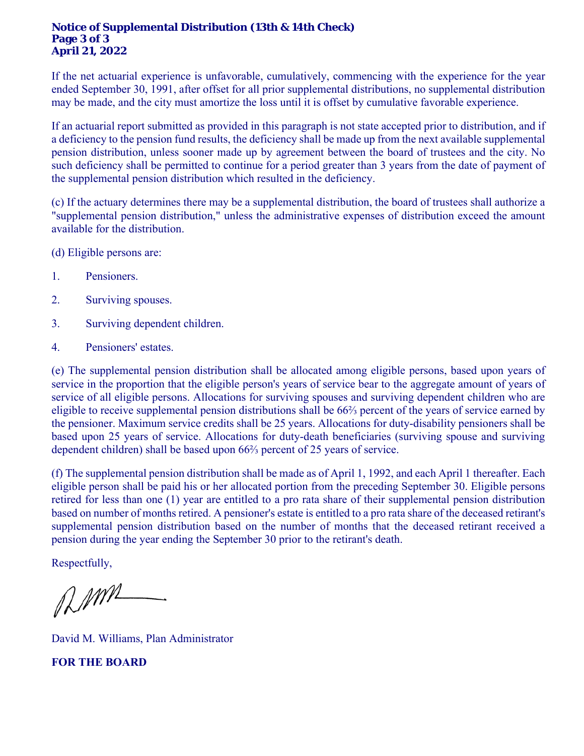If the net actuarial experience is unfavorable, cumulatively, commencing with the experience for the year ended September 30, 1991, after offset for all prior supplemental distributions, no supplemental distribution may be made, and the city must amortize the loss until it is offset by cumulative favorable experience.

If an actuarial report submitted as provided in this paragraph is not state accepted prior to distribution, and if a deficiency to the pension fund results, the deficiency shall be made up from the next available supplemental pension distribution, unless sooner made up by agreement between the board of trustees and the city. No such deficiency shall be permitted to continue for a period greater than 3 years from the date of payment of the supplemental pension distribution which resulted in the deficiency.

(c) If the actuary determines there may be a supplemental distribution, the board of trustees shall authorize a "supplemental pension distribution," unless the administrative expenses of distribution exceed the amount available for the distribution.

(d) Eligible persons are:

1. Pensioners.
2. Surviving spouses.
3. Surviving dependent children.
4. Pensioners' estates.

(e) The supplemental pension distribution shall be allocated among eligible persons, based upon years of service in the proportion that the eligible person's years of service bear to the aggregate amount of years of service of all eligible persons. Allocations for surviving spouses and surviving dependent children who are eligible to receive supplemental pension distributions shall be 66⅔ percent of the years of service earned by the pensioner. Maximum service credits shall be 25 years. Allocations for duty-disability pensioners shall be based upon 25 years of service. Allocations for duty-death beneficiaries (surviving spouse and surviving dependent children) shall be based upon 66⅔ percent of 25 years of service.

(f) The supplemental pension distribution shall be made as of April 1, 1992, and each April 1 thereafter. Each eligible person shall be paid his or her allocated portion from the preceding September 30. Eligible persons retired for less than one (1) year are entitled to a pro rata share of their supplemental pension distribution based on number of months retired. A pensioner's estate is entitled to a pro rata share of the deceased retirant's supplemental pension distribution based on the number of months that the deceased retirant received a pension during the year ending the September 30 prior to the retirant's death.

Respectfully,

David M. Williams, Plan Administrator

**FOR THE BOARD**